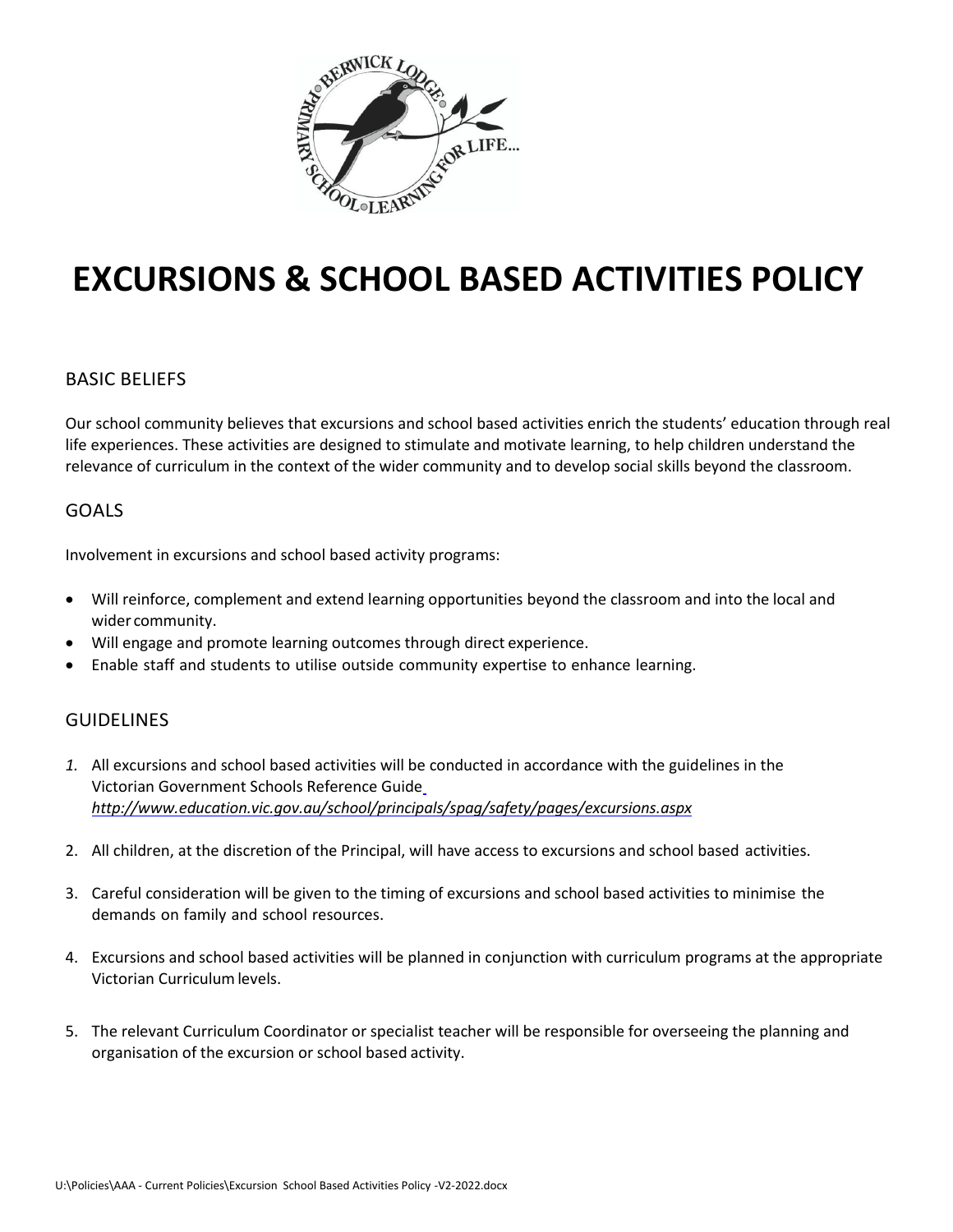# EXCURSIONS & SCHOOL BASED ACTIVITIES POLICY

## BASIC BELIEFS

Our school community believes that excursions and school based activities enrich the students' education through real life experiences. These activities are designed to stimulate and motivate learning, to help children understand the relevance of curriculum in the context of the wider community and to develop social skills beyond the classroom.

## GOALS

Involvement in excursions and school based activity programs:

- Will reinforce, complement and extend learning opportunities beyond the classroom and into the local and wider community.
- Will engage and promote learning outcomes through direct experience.
- Enable staff and students to utilise outside community expertise to enhance learning.

## GUIDELINES

1. All excursions and school based activities will be conducted in accordance with the guidelines in the Victorian Government Schools Reference Guide *http://www.education.vic.gov.au/school/principals/spag/safety/pages/excursions.aspx*

2. All children, at the discretion of the Principal, will have access to excursions and school based activities.

3. Careful consideration will be given to the timing of excursions and school based activities to minimise the demands on family and school resources.

4. Excursions and school based activities will be planned in conjunction with curriculum programs at the appropriate Victorian Curriculum levels.

5. The relevant Curriculum Coordinator or specialist teacher will be responsible for overseeing the planning and organisation of the excursion or school based activity.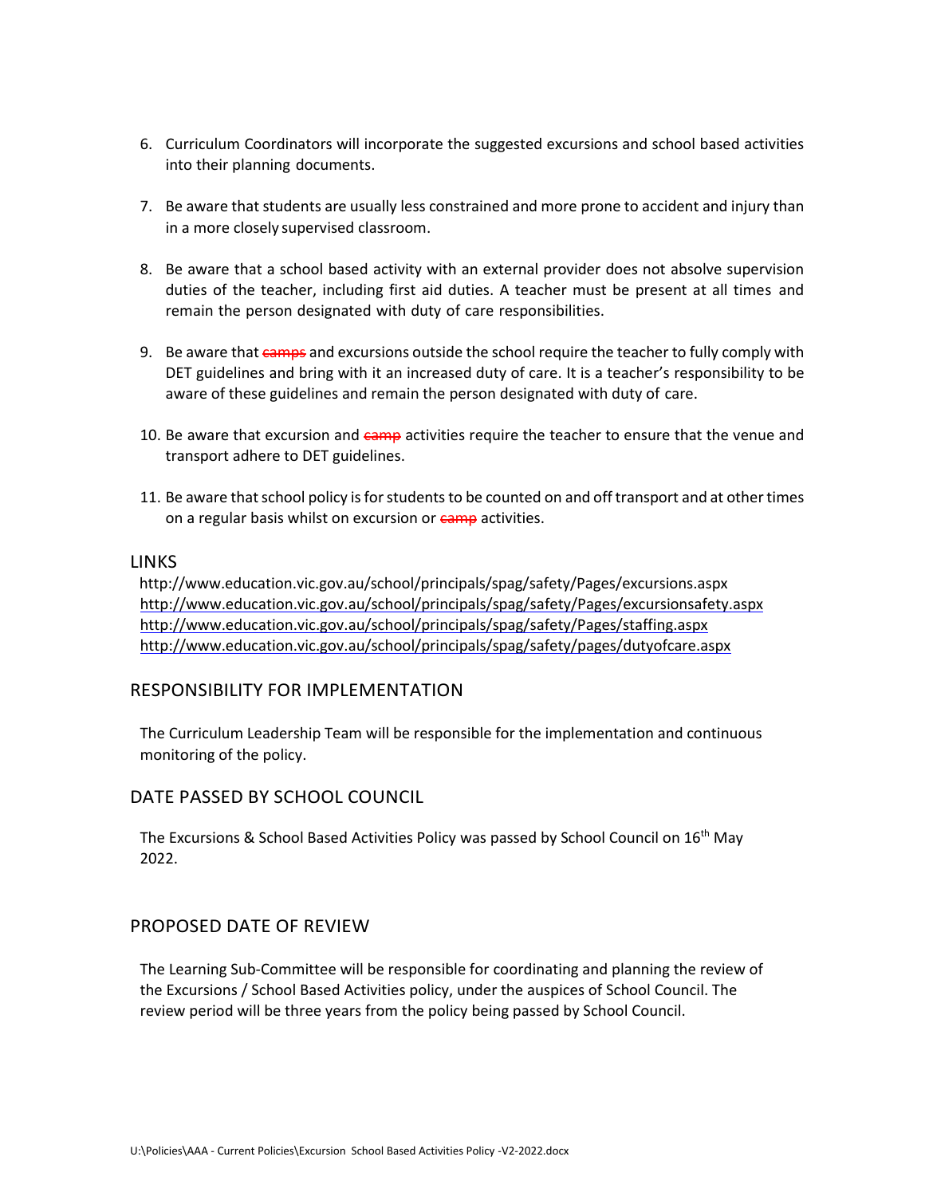6. Curriculum Coordinators will incorporate the suggested excursions and school based activities into their planning documents.

7. Be aware that students are usually less constrained and more prone to accident and injury than in a more closely supervised classroom.

8. Be aware that a school based activity with an external provider does not absolve supervision duties of the teacher, including first aid duties. A teacher must be present at all times and remain the person designated with duty of care responsibilities.

9. Be aware that ~~camps~~ and excursions outside the school require the teacher to fully comply with DET guidelines and bring with it an increased duty of care. It is a teacher's responsibility to be aware of these guidelines and remain the person designated with duty of care.

10. Be aware that excursion and ~~camp~~ activities require the teacher to ensure that the venue and transport adhere to DET guidelines.

11. Be aware that school policy is for students to be counted on and off transport and at other times on a regular basis whilst on excursion or ~~camp~~ activities.

## LINKS

http://www.education.vic.gov.au/school/principals/spag/safety/Pages/excursions.aspx
http://www.education.vic.gov.au/school/principals/spag/safety/Pages/excursionsafety.aspx
http://www.education.vic.gov.au/school/principals/spag/safety/Pages/staffing.aspx
http://www.education.vic.gov.au/school/principals/spag/safety/pages/dutyofcare.aspx

## RESPONSIBILITY FOR IMPLEMENTATION

The Curriculum Leadership Team will be responsible for the implementation and continuous monitoring of the policy.

## DATE PASSED BY SCHOOL COUNCIL

The Excursions & School Based Activities Policy was passed by School Council on 16th May 2022.

## PROPOSED DATE OF REVIEW

The Learning Sub-Committee will be responsible for coordinating and planning the review of the Excursions / School Based Activities policy, under the auspices of School Council. The review period will be three years from the policy being passed by School Council.